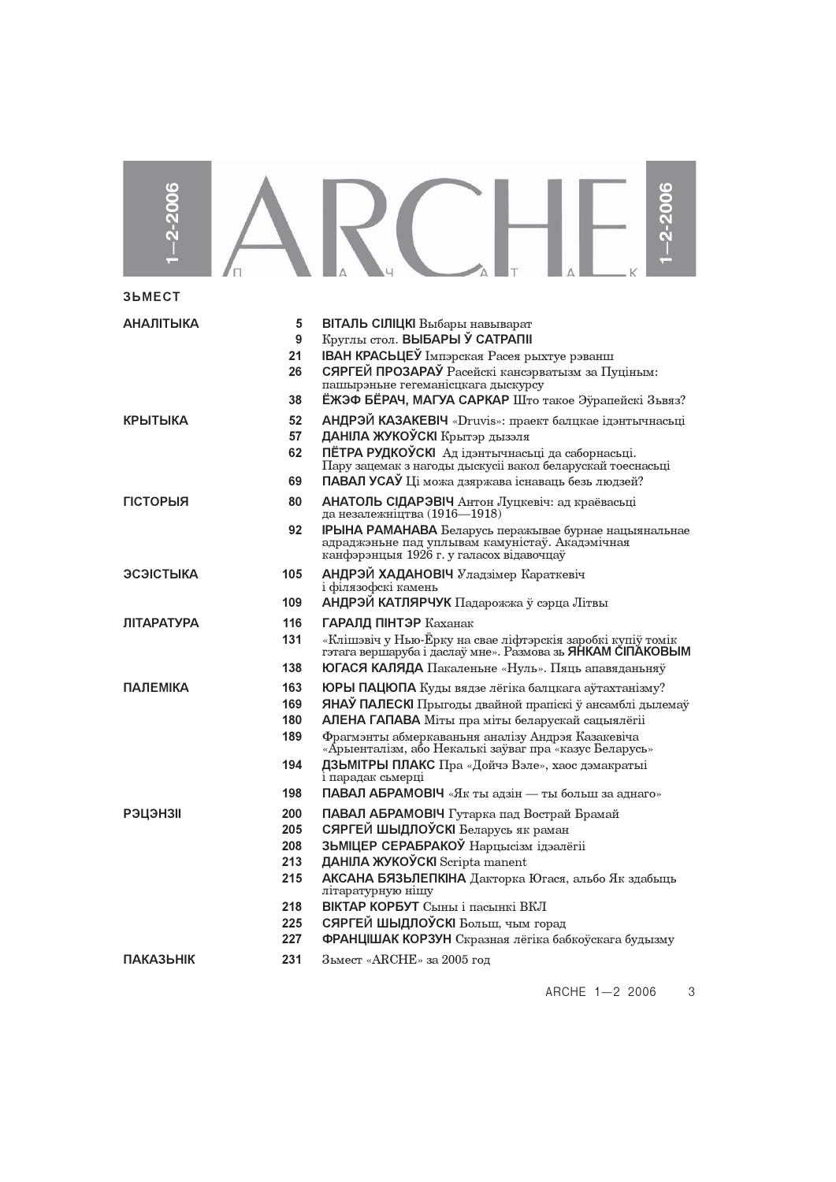# ARCHE

1—2-2006

ПАЧАТАК

## ЗЬМЕСТ

| | | |
|---|---|---|
| **АНАЛІТЫКА** | **5** | **ВІТАЛЬ СІЛІЦКІ** Выбары навыварат |
| | **9** | Круглы стол. **ВЫБАРЫ Ў САТРАПІІ** |
| | **21** | **ІВАН КРАСЬЦЕЎ** Імпэрская Расея рыхтуе рэванш |
| | **26** | **СЯРГЕЙ ПРОЗАРАЎ** Расейскі кансэрватызм за Пуціным: пашырэньне гегеманісцкага дыскурсу |
| | **38** | **ЁЖЭФ БЁРАЧ, МАГУА САРКАР** Што такое Эўрапейскі Зьвяз? |
| **КРЫТЫКА** | **52** | **АНДРЭЙ КАЗАКЕВІЧ** «Druvis»: праект балцкае ідэнтычнасьці |
| | **57** | **ДАНІЛА ЖУКОЎСКІ** Крытэр дызэля |
| | **62** | **ПЁТРА РУДКОЎСКІ** Ад ідэнтычнасьці да саборнасьці. Пару зацемак з нагоды дыскусіі вакол беларускай тоеснасьці |
| | **69** | **ПАВАЛ УСАЎ** Ці можа дзяржава існаваць безь людзей? |
| **ГІСТОРЫЯ** | **80** | **АНАТОЛЬ СІДАРЭВІЧ** Антон Луцкевіч: ад краёвасьці да незалежніцтва (1916—1918) |
| | **92** | **ІРЫНА РАМАНАВА** Беларусь перажывае бурнае нацыянальнае адраджэньне пад уплывам камуністаў. Акадэмічная канфэрэнцыя 1926 г. у галасох відавочцаў |
| **ЭСЭІСТЫКА** | **105** | **АНДРЭЙ ХАДАНОВІЧ** Уладзімер Караткевіч і філязофскі камень |
| | **109** | **АНДРЭЙ КАТЛЯРЧУК** Падарожжа ў сэрца Літвы |
| **ЛІТАРАТУРА** | **116** | **ГАРАЛД ПІНТЭР** Каханак |
| | **131** | «Клішэвіч у Нью-Ёрку на свае ліфтэрскія заробкі купіў томік гэтага вершаруба і даслаў мне». Размова зь **ЯНКАМ СІПАКОВЫМ** |
| | **138** | **ЮГАСЯ КАЛЯДА** Пакаленьне «Нуль». Пяць апавяданьняў |
| **ПАЛЕМІКА** | **163** | **ЮРЫ ПАЦЮПА** Куды вядзе лёгіка балцкага аўтахтанізму? |
| | **169** | **ЯНАЎ ПАЛЕСКІ** Прыгоды двайной прапіскі ў ансамблі дылемаў |
| | **180** | **АЛЕНА ГАПАВА** Міты пра міты беларускай сацыялёгіі |
| | **189** | Фрагмэнты абмеркаваньня аналізу Андрэя Казакевіча «Арыенталізм, або Некалькі заўваг пра «казус Беларусь» |
| | **194** | **ДЗЬМІТРЫ ПЛАКС** Пра «Дойчэ Вэле», хаос дэмакратыі і парадак сьмерці |
| | **198** | **ПАВАЛ АБРАМОВІЧ** «Як ты адзін — ты больш за аднаго» |
| **РЭЦЭНЗІІ** | **200** | **ПАВАЛ АБРАМОВІЧ** Гутарка пад Вострай Брамай |
| | **205** | **СЯРГЕЙ ШЫДЛОЎСКІ** Беларусь як раман |
| | **208** | **ЗЬМІЦЕР СЕРАБРАКОЎ** Нарцысізм ідэалёгіі |
| | **213** | **ДАНІЛА ЖУКОЎСКІ** Scripta manent |
| | **215** | **АКСАНА БЯЗЬЛЕПКІНА** Дакторка Югася, альбо Як здабыць літаратурную нішу |
| | **218** | **ВІКТАР КОРБУТ** Сыны і пасынкі ВКЛ |
| | **225** | **СЯРГЕЙ ШЫДЛОЎСКІ** Больш, чым горад |
| | **227** | **ФРАНЦІШАК КОРЗУН** Скразная лёгіка бабкоўскага будызму |
| **ПАКАЗЬНІК** | **231** | Зьмест «ARCHE» за 2005 год |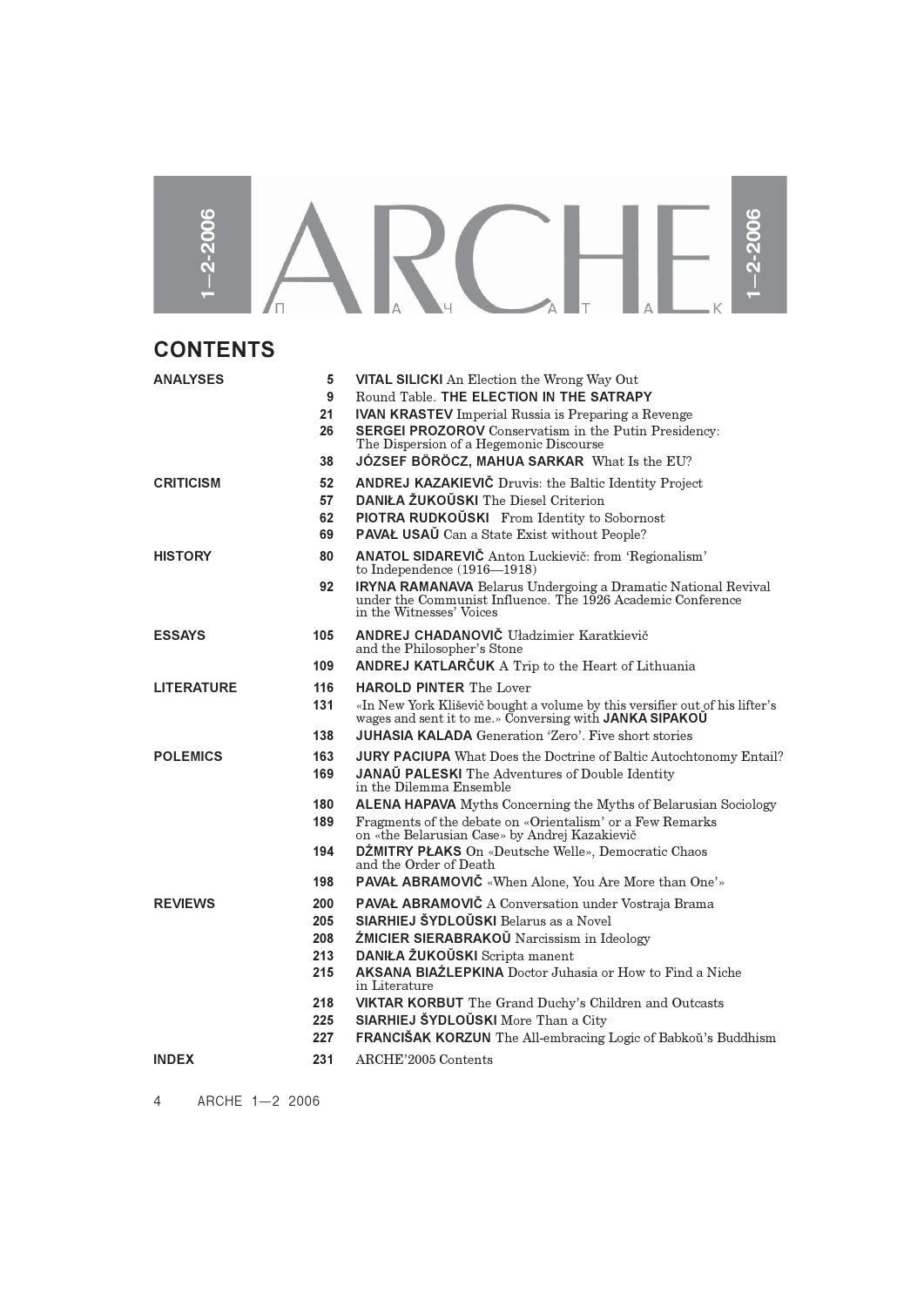# ARCHE

1—2-2006

## CONTENTS

| | | |
|---|---|---|
| **ANALYSES** | 5 | **VITAL SILICKI** An Election the Wrong Way Out |
| | 9 | Round Table. **THE ELECTION IN THE SATRAPY** |
| | 21 | **IVAN KRASTEV** Imperial Russia is Preparing a Revenge |
| | 26 | **SERGEI PROZOROV** Conservatism in the Putin Presidency: The Dispersion of a Hegemonic Discourse |
| | 38 | **JÓZSEF BÖRÖCZ, MAHUA SARKAR** What Is the EU? |
| **CRITICISM** | 52 | **ANDREJ KAZAKIEVIČ** Druvis: the Baltic Identity Project |
| | 57 | **DANIŁA ŽUKOŬSKI** The Diesel Criterion |
| | 62 | **PIOTRA RUDKOŬSKI** From Identity to Sobornost |
| | 69 | **PAVAŁ USAŬ** Can a State Exist without People? |
| **HISTORY** | 80 | **ANATOL SIDAREVIČ** Anton Luckievič: from 'Regionalism' to Independence (1916—1918) |
| | 92 | **IRYNA RAMANAVA** Belarus Undergoing a Dramatic National Revival under the Communist Influence. The 1926 Academic Conference in the Witnesses' Voices |
| **ESSAYS** | 105 | **ANDREJ CHADANOVIČ** Uładzimier Karatkievič and the Philosopher's Stone |
| | 109 | **ANDREJ KATLARČUK** A Trip to the Heart of Lithuania |
| **LITERATURE** | 116 | **HAROLD PINTER** The Lover |
| | 131 | «In New York Kliševič bought a volume by this versifier out of his lifter's wages and sent it to me.» Conversing with **JANKA SIPAKOŬ** |
| | 138 | **JUHASIA KALADA** Generation 'Zero'. Five short stories |
| **POLEMICS** | 163 | **JURY PACIUPA** What Does the Doctrine of Baltic Autochtonomy Entail? |
| | 169 | **JANAŬ PALESKI** The Adventures of Double Identity in the Dilemma Ensemble |
| | 180 | **ALENA HAPAVA** Myths Concerning the Myths of Belarusian Sociology |
| | 189 | Fragments of the debate on «Orientalism' or a Few Remarks on «the Belarusian Case» by Andrej Kazakievič |
| | 194 | **DŹMITRY PŁAKS** On «Deutsche Welle», Democratic Chaos and the Order of Death |
| | 198 | **PAVAŁ ABRAMOVIČ** «When Alone, You Are More than One'» |
| **REVIEWS** | 200 | **PAVAŁ ABRAMOVIČ** A Conversation under Vostraja Brama |
| | 205 | **SIARHIEJ ŠYDLOŬSKI** Belarus as a Novel |
| | 208 | **ŹMICIER SIERABRAKOŬ** Narcissism in Ideology |
| | 213 | **DANIŁA ŽUKOŬSKI** Scripta manent |
| | 215 | **AKSANA BIAŹLEPKINA** Doctor Juhasia or How to Find a Niche in Literature |
| | 218 | **VIKTAR KORBUT** The Grand Duchy's Children and Outcasts |
| | 225 | **SIARHIEJ ŠYDLOŬSKI** More Than a City |
| | 227 | **FRANCIŠAK KORZUN** The All-embracing Logic of Babkoŭ's Buddhism |
| **INDEX** | 231 | ARCHE'2005 Contents |